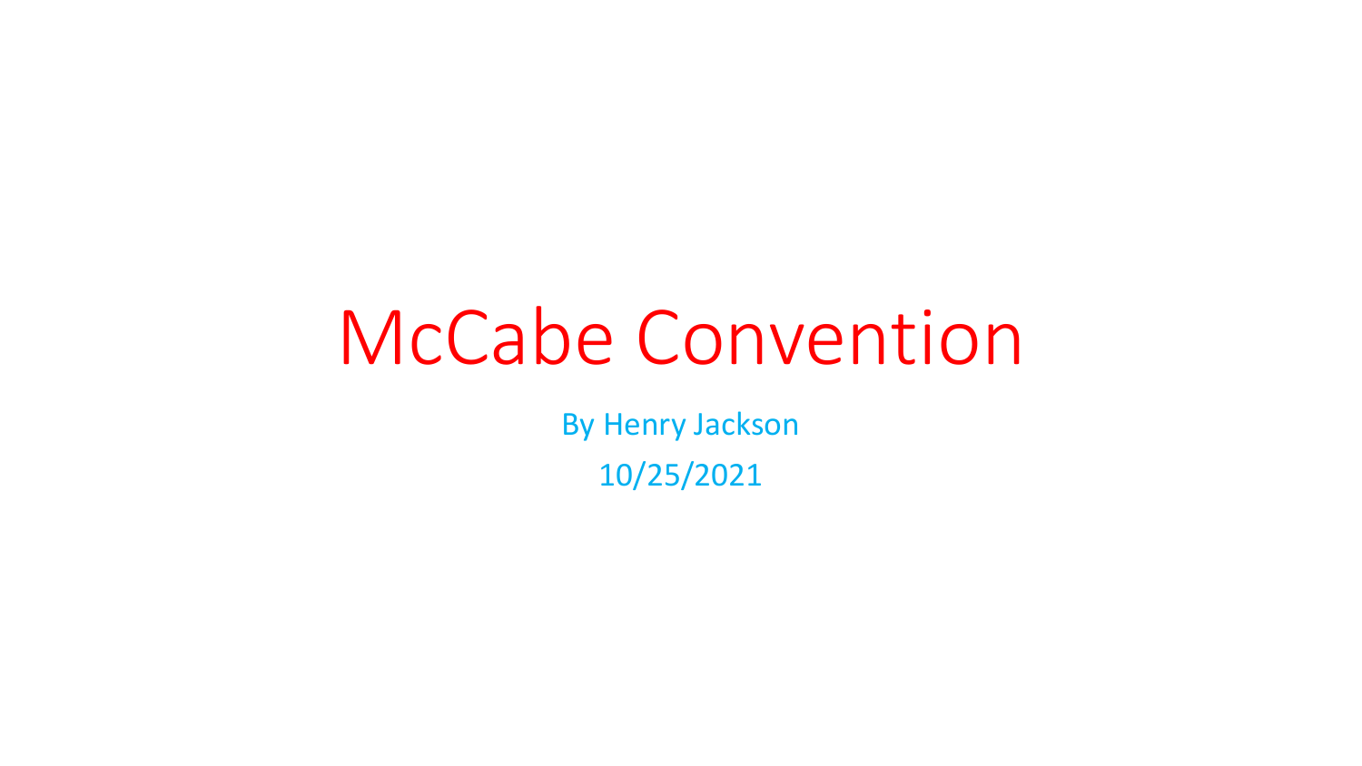# McCabe Convention

By Henry Jackson

10/25/2021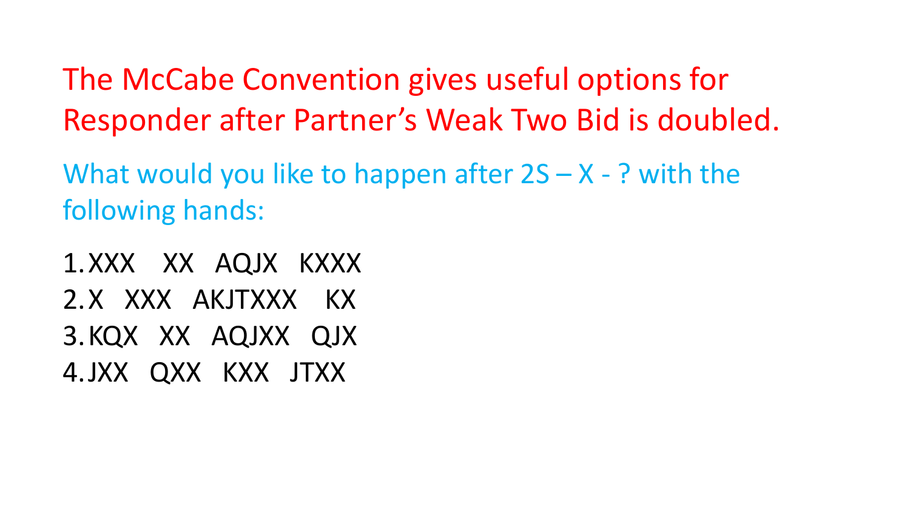The McCabe Convention gives useful options for Responder after Partner's Weak Two Bid is doubled.

What would you like to happen after 2S – X - ? with the following hands:

1. XXX  XX  AQJX  KXXX
2. X  XXX  AKJTXXX  KX
3. KQX  XX  AQJXX  QJX
4. JXX  QXX  KXX  JTXX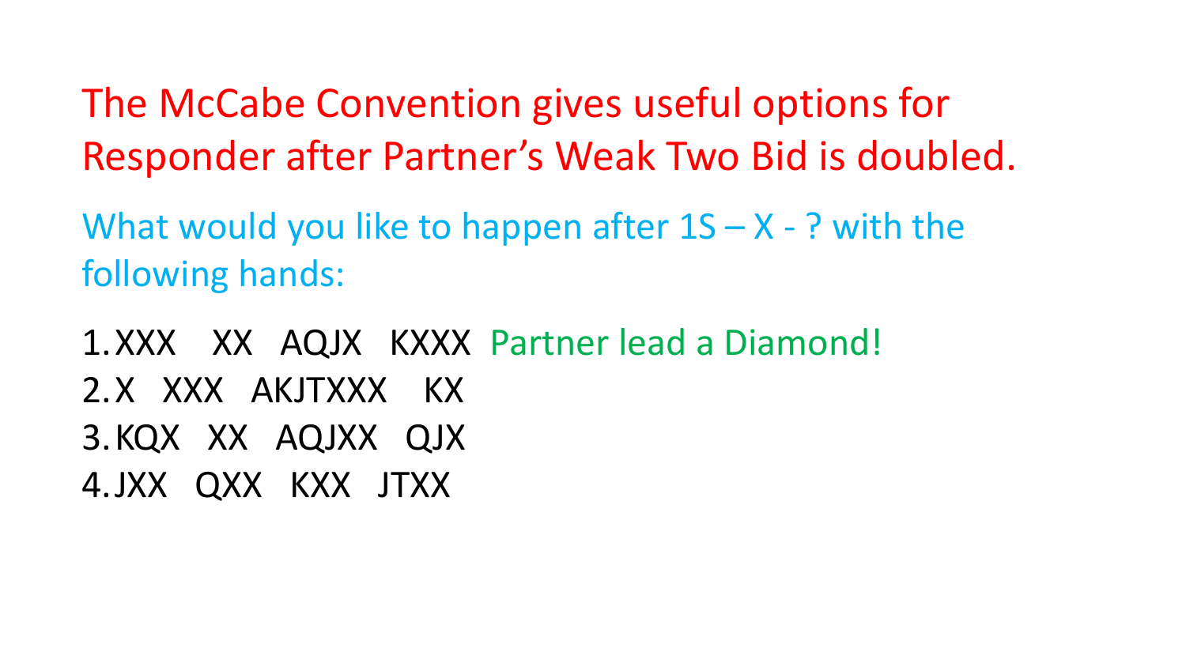The McCabe Convention gives useful options for Responder after Partner's Weak Two Bid is doubled.

What would you like to happen after 1S – X - ? with the following hands:

1. XXX   XX   AQJX   KXXX  Partner lead a Diamond!
2. X   XXX   AKJTXXX   KX
3. KQX   XX   AQJXX   QJX
4. JXX   QXX   KXX   JTXX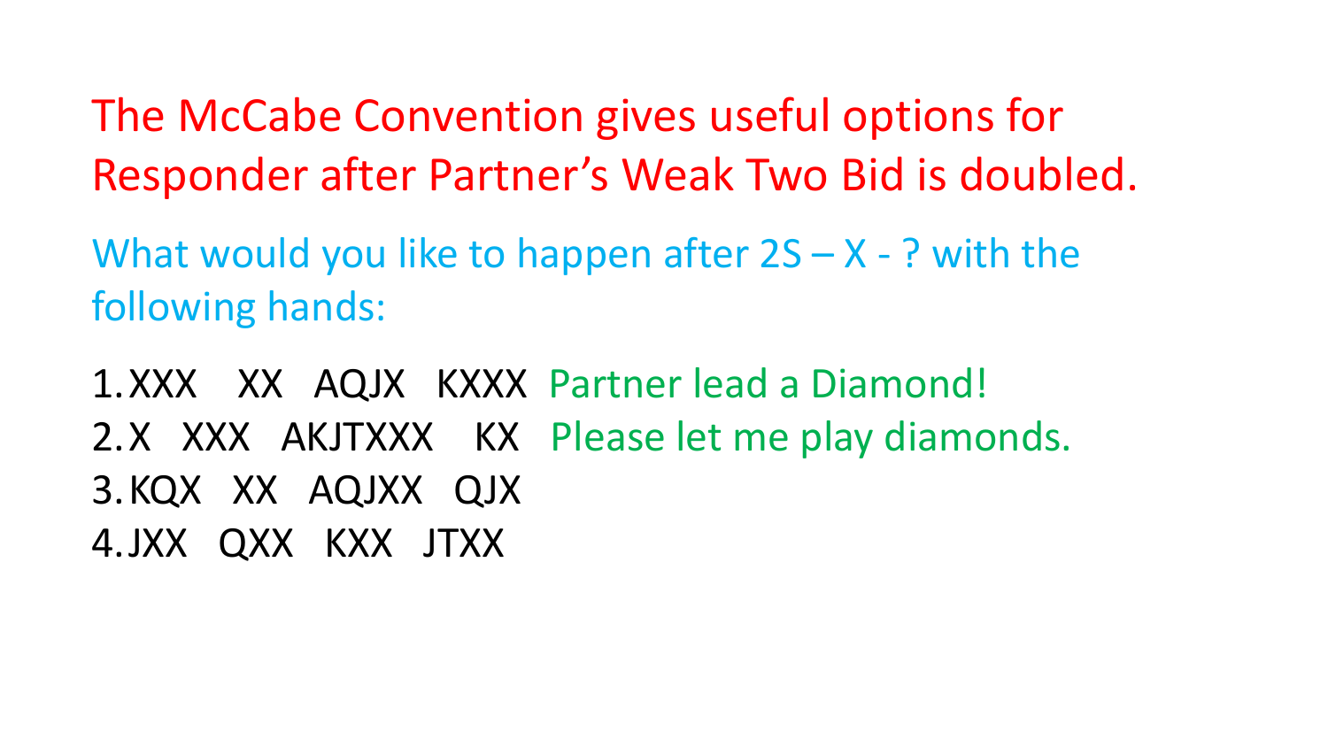The McCabe Convention gives useful options for Responder after Partner's Weak Two Bid is doubled.

What would you like to happen after 2S – X - ? with the following hands:

1. XXX XX AQJX KXXX Partner lead a Diamond!
2. X XXX AKJTXXX KX Please let me play diamonds.
3. KQX XX AQJXX QJX
4. JXX QXX KXX JTXX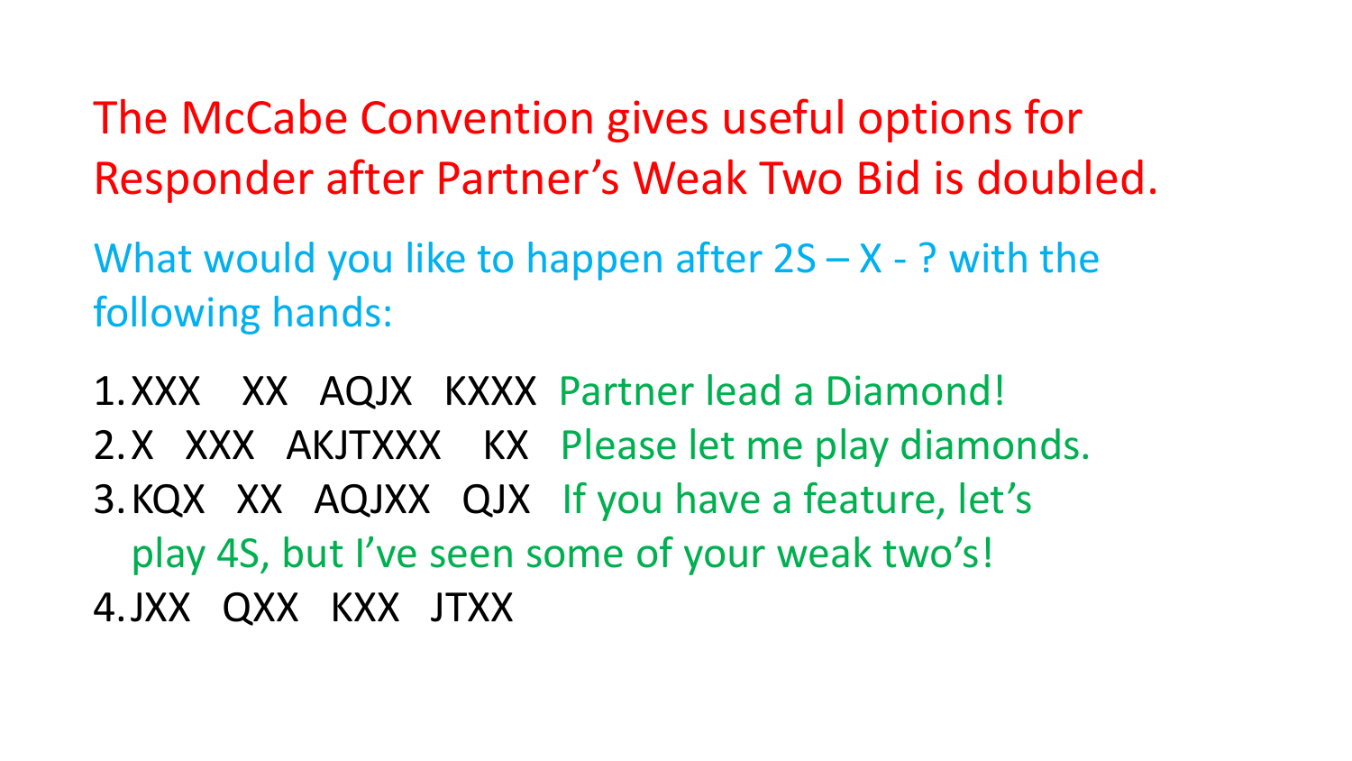The McCabe Convention gives useful options for Responder after Partner's Weak Two Bid is doubled.

What would you like to happen after 2S – X - ? with the following hands:

1. XXX XX AQJX KXXX Partner lead a Diamond!
2. X XXX AKJTXXX KX Please let me play diamonds.
3. KQX XX AQJXX QJX If you have a feature, let's play 4S, but I've seen some of your weak two's!
4. JXX QXX KXX JTXX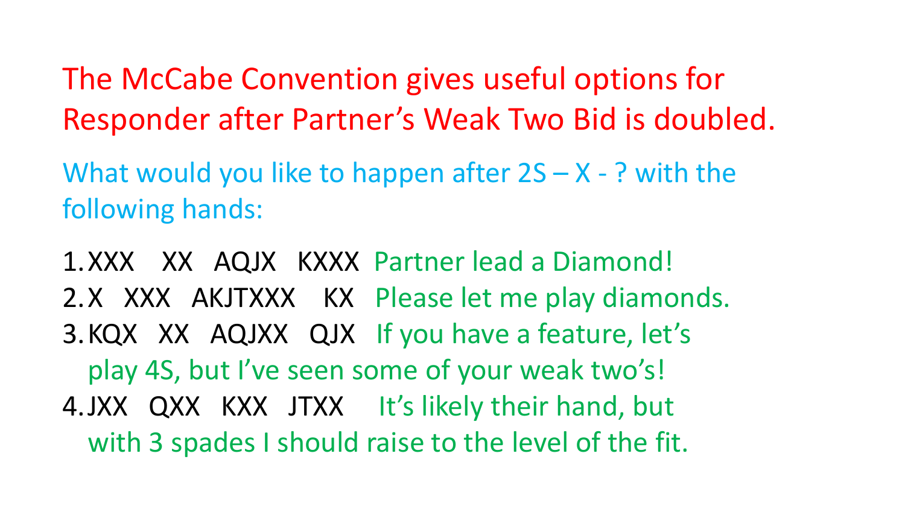# The McCabe Convention gives useful options for Responder after Partner's Weak Two Bid is doubled.

What would you like to happen after 2S – X - ? with the following hands:

1. XXX   XX   AQJX   KXXX  Partner lead a Diamond!
2. X   XXX   AKJTXXX   KX   Please let me play diamonds.
3. KQX   XX   AQJXX   QJX   If you have a feature, let's play 4S, but I've seen some of your weak two's!
4. JXX   QXX   KXX   JTXX   It's likely their hand, but with 3 spades I should raise to the level of the fit.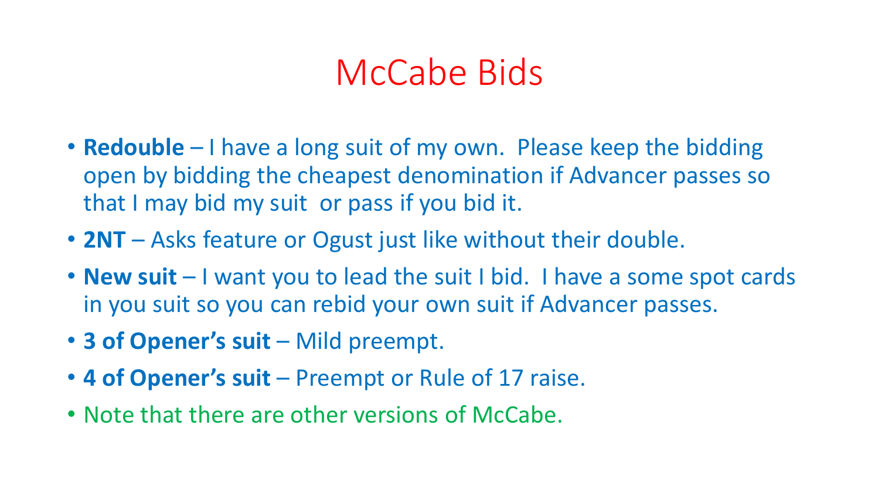# McCabe Bids

- **Redouble** – I have a long suit of my own. Please keep the bidding open by bidding the cheapest denomination if Advancer passes so that I may bid my suit or pass if you bid it.
- **2NT** – Asks feature or Ogust just like without their double.
- **New suit** – I want you to lead the suit I bid. I have a some spot cards in you suit so you can rebid your own suit if Advancer passes.
- **3 of Opener's suit** – Mild preempt.
- **4 of Opener's suit** – Preempt or Rule of 17 raise.
- Note that there are other versions of McCabe.